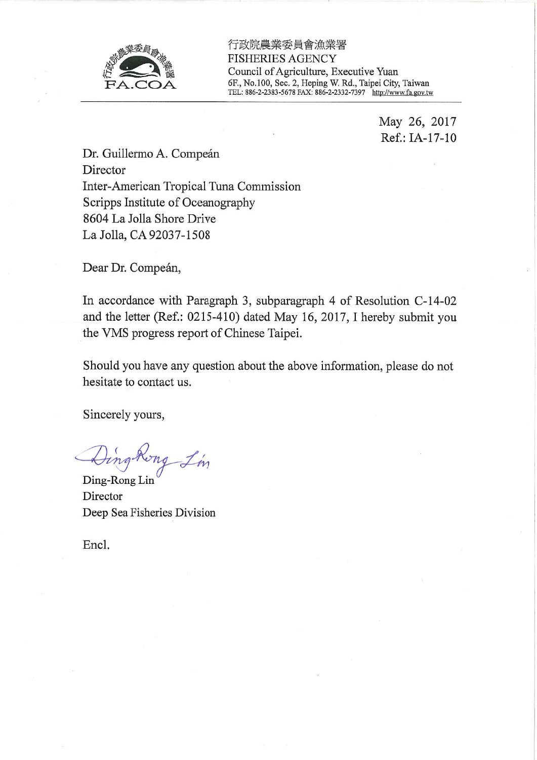行政院農業委員會漁業署
FISHERIES AGENCY
Council of Agriculture, Executive Yuan
6F., No.100, Sec. 2, Heping W. Rd., Taipei City, Taiwan
TEL: 886-2-2383-5678 FAX: 886-2-2332-7397 http://www.fa.gov.tw

May 26, 2017
Ref.: IA-17-10

Dr. Guillermo A. Compeán
Director
Inter-American Tropical Tuna Commission
Scripps Institute of Oceanography
8604 La Jolla Shore Drive
La Jolla, CA 92037-1508

Dear Dr. Compeán,

In accordance with Paragraph 3, subparagraph 4 of Resolution C-14-02 and the letter (Ref.: 0215-410) dated May 16, 2017, I hereby submit you the VMS progress report of Chinese Taipei.

Should you have any question about the above information, please do not hesitate to contact us.

Sincerely yours,

Ding-Rong Lin
Director
Deep Sea Fisheries Division

Encl.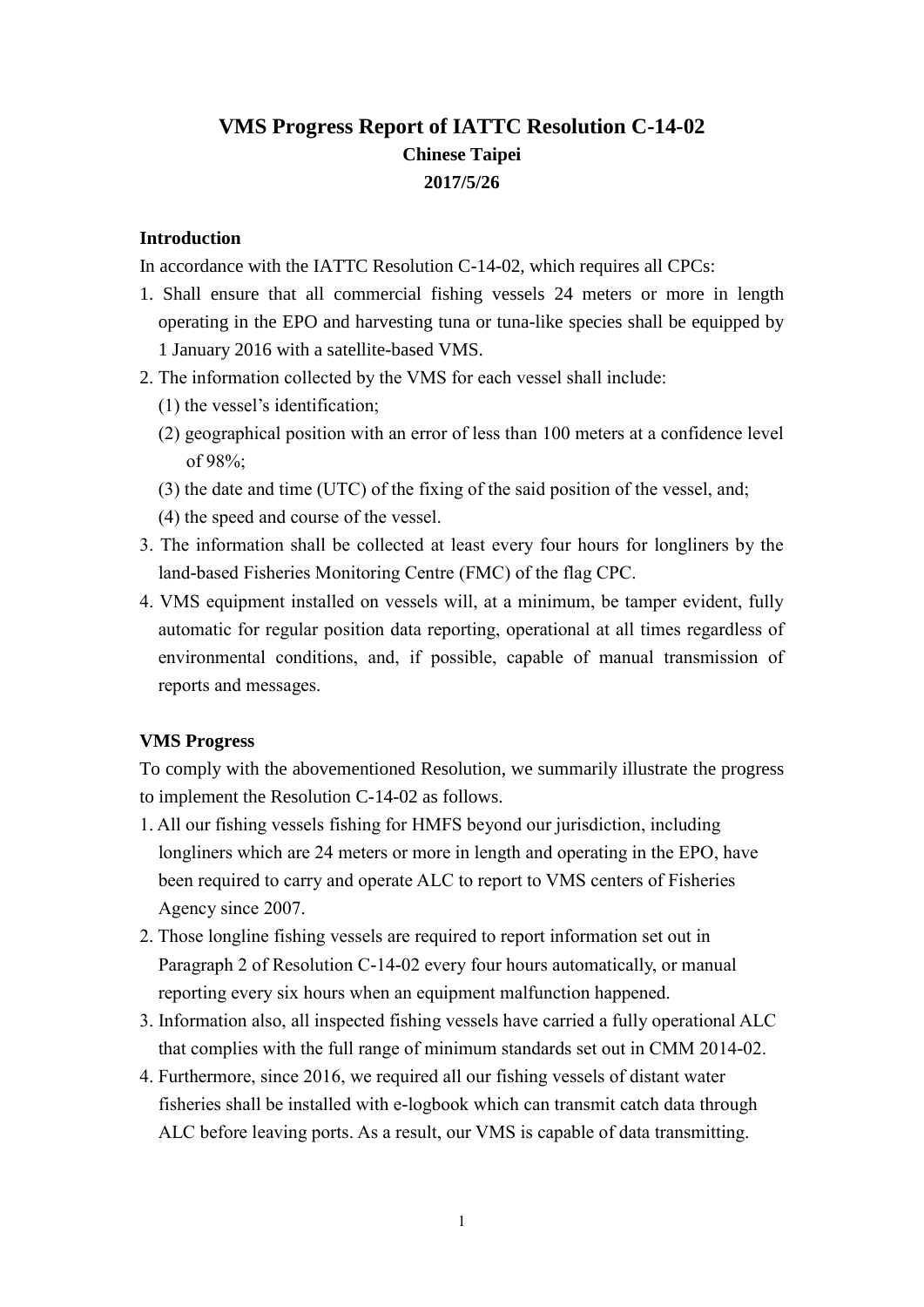# VMS Progress Report of IATTC Resolution C-14-02

**Chinese Taipei**

**2017/5/26**

**Introduction**

In accordance with the IATTC Resolution C-14-02, which requires all CPCs:

1. Shall ensure that all commercial fishing vessels 24 meters or more in length operating in the EPO and harvesting tuna or tuna-like species shall be equipped by 1 January 2016 with a satellite-based VMS.
2. The information collected by the VMS for each vessel shall include:
   (1) the vessel's identification;
   (2) geographical position with an error of less than 100 meters at a confidence level of 98%;
   (3) the date and time (UTC) of the fixing of the said position of the vessel, and;
   (4) the speed and course of the vessel.
3. The information shall be collected at least every four hours for longliners by the land-based Fisheries Monitoring Centre (FMC) of the flag CPC.
4. VMS equipment installed on vessels will, at a minimum, be tamper evident, fully automatic for regular position data reporting, operational at all times regardless of environmental conditions, and, if possible, capable of manual transmission of reports and messages.

**VMS Progress**

To comply with the abovementioned Resolution, we summarily illustrate the progress to implement the Resolution C-14-02 as follows.

1. All our fishing vessels fishing for HMFS beyond our jurisdiction, including longliners which are 24 meters or more in length and operating in the EPO, have been required to carry and operate ALC to report to VMS centers of Fisheries Agency since 2007.
2. Those longline fishing vessels are required to report information set out in Paragraph 2 of Resolution C-14-02 every four hours automatically, or manual reporting every six hours when an equipment malfunction happened.
3. Information also, all inspected fishing vessels have carried a fully operational ALC that complies with the full range of minimum standards set out in CMM 2014-02.
4. Furthermore, since 2016, we required all our fishing vessels of distant water fisheries shall be installed with e-logbook which can transmit catch data through ALC before leaving ports. As a result, our VMS is capable of data transmitting.